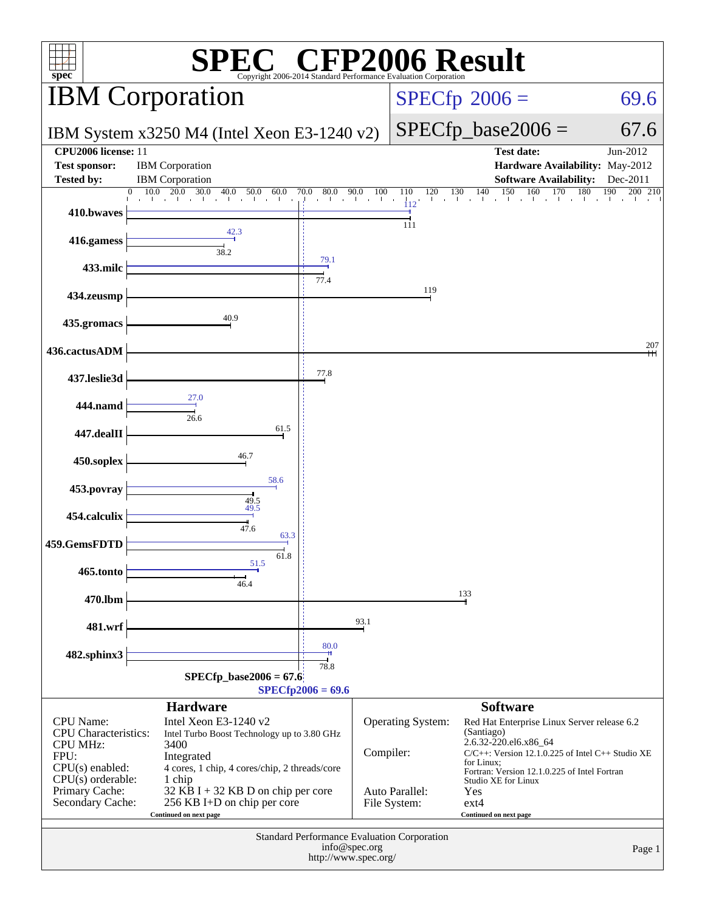# SPEC CFP2006 Result

Copyright 2006-2014 Standard Performance Evaluation Corporation

## IBM Corporation

IBM System x3250 M4 (Intel Xeon E3-1240 v2)

SPECfp 2006 = 69.6

SPECfp_base2006 = 67.6

| | | | |
|---|---|---|---|
| **CPU2006 license:** | 11 | **Test date:** | Jun-2012 |
| **Test sponsor:** | IBM Corporation | **Hardware Availability:** | May-2012 |
| **Tested by:** | IBM Corporation | **Software Availability:** | Dec-2011 |

| Benchmark | Peak | Base |
|---|---|---|
| 410.bwaves | 112 | 111 |
| 416.gamess | 42.3 | 38.2 |
| 433.milc | 79.1 | 77.4 |
| 434.zeusmp | | 119 |
| 435.gromacs | | 40.9 |
| 436.cactusADM | | 207 |
| 437.leslie3d | | 77.8 |
| 444.namd | 27.0 | 26.6 |
| 447.dealII | | 61.5 |
| 450.soplex | | 46.7 |
| 453.povray | 58.6 | 49.5 |
| 454.calculix | 49.5 | 47.6 |
| 459.GemsFDTD | 63.3 | 61.8 |
| 465.tonto | 51.5 | 46.4 |
| 470.lbm | | 133 |
| 481.wrf | | 93.1 |
| 482.sphinx3 | 80.0 | 78.8 |

SPECfp_base2006 = 67.6

SPECfp2006 = 69.6

### Hardware

| | |
|---|---|
| CPU Name: | Intel Xeon E3-1240 v2 |
| CPU Characteristics: | Intel Turbo Boost Technology up to 3.80 GHz |
| CPU MHz: | 3400 |
| FPU: | Integrated |
| CPU(s) enabled: | 4 cores, 1 chip, 4 cores/chip, 2 threads/core |
| CPU(s) orderable: | 1 chip |
| Primary Cache: | 32 KB I + 32 KB D on chip per core |
| Secondary Cache: | 256 KB I+D on chip per core |

Continued on next page

### Software

| | |
|---|---|
| Operating System: | Red Hat Enterprise Linux Server release 6.2 (Santiago) 2.6.32-220.el6.x86_64 |
| Compiler: | C/C++: Version 12.1.0.225 of Intel C++ Studio XE for Linux; Fortran: Version 12.1.0.225 of Intel Fortran Studio XE for Linux |
| Auto Parallel: | Yes |
| File System: | ext4 |

Continued on next page

Standard Performance Evaluation Corporation
info@spec.org
http://www.spec.org/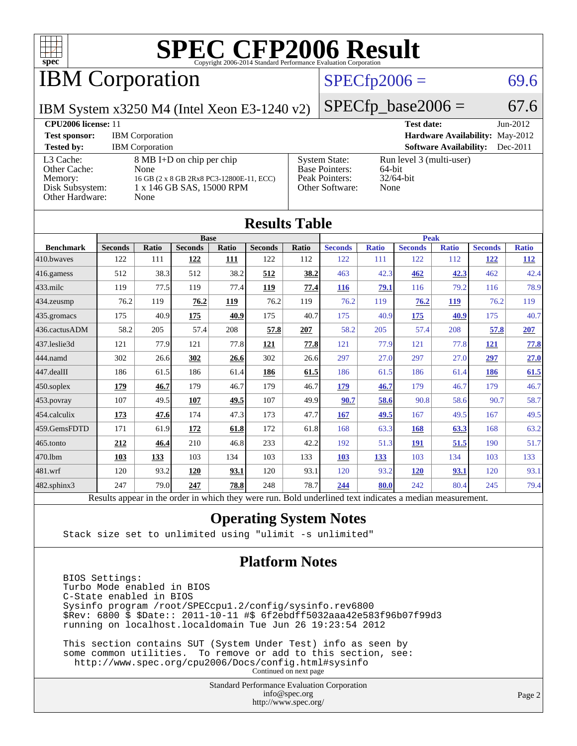# SPEC CFP2006 Result

Copyright 2006-2014 Standard Performance Evaluation Corporation

## IBM Corporation

IBM System x3250 M4 (Intel Xeon E3-1240 v2)

SPECfp2006 = 69.6

SPECfp_base2006 = 67.6

| | | | |
|---|---|---|---|
| **CPU2006 license:** 11 | | **Test date:** | Jun-2012 |
| **Test sponsor:** | IBM Corporation | **Hardware Availability:** | May-2012 |
| **Tested by:** | IBM Corporation | **Software Availability:** | Dec-2011 |

| | | | |
|---|---|---|---|
| L3 Cache: | 8 MB I+D on chip per chip | System State: | Run level 3 (multi-user) |
| Other Cache: | None | Base Pointers: | 64-bit |
| Memory: | 16 GB (2 x 8 GB 2Rx8 PC3-12800E-11, ECC) | Peak Pointers: | 32/64-bit |
| Disk Subsystem: | 1 x 146 GB SAS, 15000 RPM | Other Software: | None |
| Other Hardware: | None | | |

## Results Table

| | Base | | | | | | Peak | | | | | |
|---|---|---|---|---|---|---|---|---|---|---|---|---|
| **Benchmark** | **Seconds** | **Ratio** | **Seconds** | **Ratio** | **Seconds** | **Ratio** | **Seconds** | **Ratio** | **Seconds** | **Ratio** | **Seconds** | **Ratio** |
| 410.bwaves | 122 | 111 | **122** | **111** | 122 | 112 | 122 | 111 | 122 | 112 | **122** | **112** |
| 416.gamess | 512 | 38.3 | 512 | 38.2 | **512** | **38.2** | 463 | 42.3 | **462** | **42.3** | 462 | 42.4 |
| 433.milc | 119 | 77.5 | 119 | 77.4 | **119** | **77.4** | **116** | **79.1** | 116 | 79.2 | 116 | 78.9 |
| 434.zeusmp | 76.2 | 119 | **76.2** | **119** | 76.2 | 119 | 76.2 | 119 | **76.2** | **119** | 76.2 | 119 |
| 435.gromacs | 175 | 40.9 | **175** | **40.9** | 175 | 40.7 | 175 | 40.9 | **175** | **40.9** | 175 | 40.7 |
| 436.cactusADM | 58.2 | 205 | 57.4 | 208 | **57.8** | **207** | 58.2 | 205 | 57.4 | 208 | **57.8** | **207** |
| 437.leslie3d | 121 | 77.9 | 121 | 77.8 | **121** | **77.8** | 121 | 77.9 | 121 | 77.8 | **121** | **77.8** |
| 444.namd | 302 | 26.6 | **302** | **26.6** | 302 | 26.6 | 297 | 27.0 | 297 | 27.0 | **297** | **27.0** |
| 447.dealII | 186 | 61.5 | 186 | 61.4 | **186** | **61.5** | 186 | 61.5 | 186 | 61.4 | **186** | **61.5** |
| 450.soplex | **179** | **46.7** | 179 | 46.7 | 179 | 46.7 | **179** | **46.7** | 179 | 46.7 | 179 | 46.7 |
| 453.povray | 107 | 49.5 | **107** | **49.5** | 107 | 49.9 | **90.7** | **58.6** | 90.8 | 58.6 | 90.7 | 58.7 |
| 454.calculix | **173** | **47.6** | 174 | 47.3 | 173 | 47.7 | **167** | **49.5** | 167 | 49.5 | 167 | 49.5 |
| 459.GemsFDTD | 171 | 61.9 | **172** | **61.8** | 172 | 61.8 | 168 | 63.3 | **168** | **63.3** | 168 | 63.2 |
| 465.tonto | **212** | **46.4** | 210 | 46.8 | 233 | 42.2 | 192 | 51.3 | **191** | **51.5** | 190 | 51.7 |
| 470.lbm | **103** | **133** | 103 | 134 | 103 | 133 | **103** | **133** | 103 | 134 | 103 | 133 |
| 481.wrf | 120 | 93.2 | **120** | **93.1** | 120 | 93.1 | 120 | 93.2 | **120** | **93.1** | 120 | 93.1 |
| 482.sphinx3 | 247 | 79.0 | **247** | **78.8** | 248 | 78.7 | **244** | **80.0** | 242 | 80.4 | 245 | 79.4 |

Results appear in the order in which they were run. Bold underlined text indicates a median measurement.

## Operating System Notes

```
Stack size set to unlimited using "ulimit -s unlimited"
```

## Platform Notes

```
BIOS Settings:
Turbo Mode enabled in BIOS
C-State enabled in BIOS
Sysinfo program /root/SPECcpu1.2/config/sysinfo.rev6800
$Rev: 6800 $ $Date:: 2011-10-11 #$ 6f2ebdff5032aaa42e583f96b07f99d3
running on localhost.localdomain Tue Jun 26 19:23:54 2012

This section contains SUT (System Under Test) info as seen by
some common utilities.  To remove or add to this section, see:
  http://www.spec.org/cpu2006/Docs/config.html#sysinfo
```

Continued on next page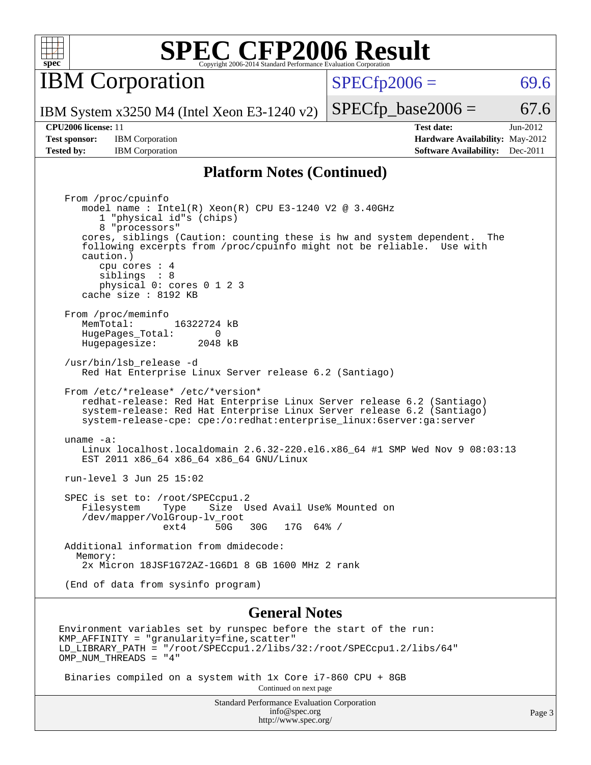# SPEC CFP2006 Result

Copyright 2006-2014 Standard Performance Evaluation Corporation

## IBM Corporation

IBM System x3250 M4 (Intel Xeon E3-1240 v2)

SPECfp2006 = 69.6

SPECfp_base2006 = 67.6

**CPU2006 license:** 11
**Test sponsor:** IBM Corporation
**Tested by:** IBM Corporation

**Test date:** Jun-2012
**Hardware Availability:** May-2012
**Software Availability:** Dec-2011

## Platform Notes (Continued)

```
From /proc/cpuinfo
   model name : Intel(R) Xeon(R) CPU E3-1240 V2 @ 3.40GHz
      1 "physical id"s (chips)
      8 "processors"
   cores, siblings (Caution: counting these is hw and system dependent.  The
   following excerpts from /proc/cpuinfo might not be reliable.  Use with
   caution.)
      cpu cores : 4
      siblings  : 8
      physical 0: cores 0 1 2 3
   cache size : 8192 KB

From /proc/meminfo
   MemTotal:       16322724 kB
   HugePages_Total:       0
   Hugepagesize:       2048 kB

/usr/bin/lsb_release -d
   Red Hat Enterprise Linux Server release 6.2 (Santiago)

From /etc/*release* /etc/*version*
   redhat-release: Red Hat Enterprise Linux Server release 6.2 (Santiago)
   system-release: Red Hat Enterprise Linux Server release 6.2 (Santiago)
   system-release-cpe: cpe:/o:redhat:enterprise_linux:6server:ga:server

uname -a:
   Linux localhost.localdomain 2.6.32-220.el6.x86_64 #1 SMP Wed Nov 9 08:03:13
   EST 2011 x86_64 x86_64 x86_64 GNU/Linux

run-level 3 Jun 25 15:02

SPEC is set to: /root/SPECcpu1.2
   Filesystem    Type    Size  Used Avail Use% Mounted on
   /dev/mapper/VolGroup-lv_root
                 ext4     50G   30G   17G  64% /

Additional information from dmidecode:
  Memory:
   2x Micron 18JSF1G72AZ-1G6D1 8 GB 1600 MHz 2 rank

(End of data from sysinfo program)
```

## General Notes

```
Environment variables set by runspec before the start of the run:
KMP_AFFINITY = "granularity=fine,scatter"
LD_LIBRARY_PATH = "/root/SPECcpu1.2/libs/32:/root/SPECcpu1.2/libs/64"
OMP_NUM_THREADS = "4"

 Binaries compiled on a system with 1x Core i7-860 CPU + 8GB
```

Continued on next page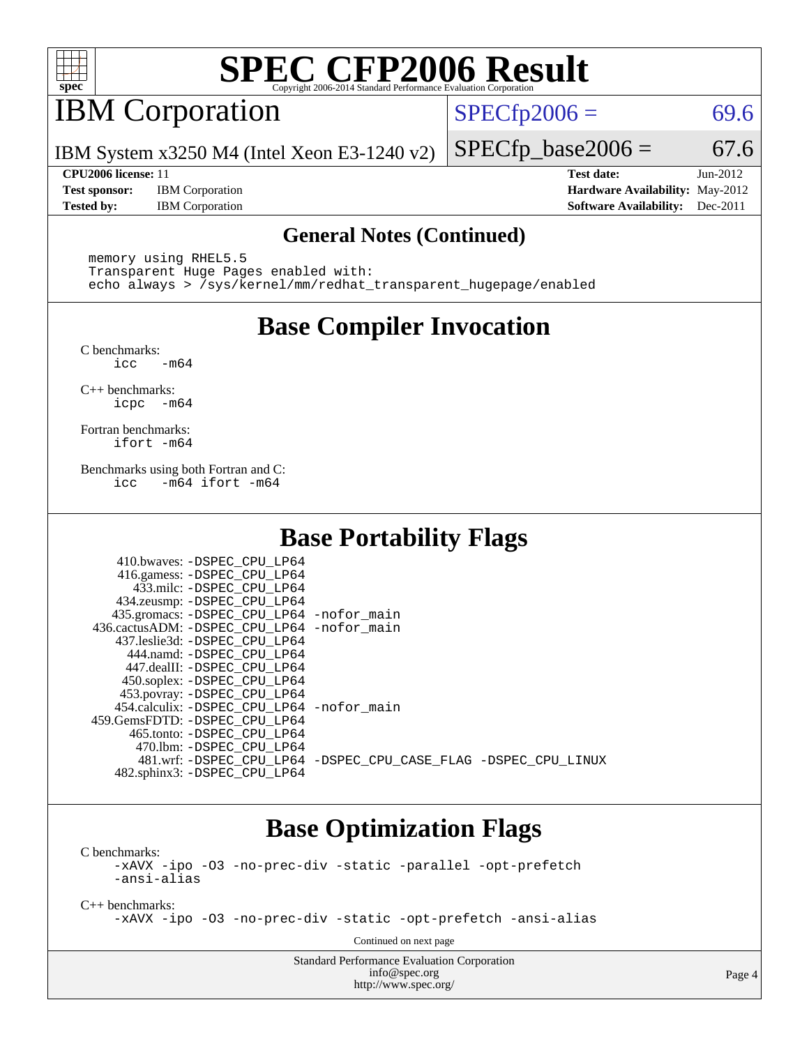# SPEC CFP2006 Result

Copyright 2006-2014 Standard Performance Evaluation Corporation

## IBM Corporation

IBM System x3250 M4 (Intel Xeon E3-1240 v2)

SPECfp2006 = 69.6

SPECfp_base2006 = 67.6

| | | | |
|---|---|---|---|
| **CPU2006 license:** | 11 | **Test date:** | Jun-2012 |
| **Test sponsor:** | IBM Corporation | **Hardware Availability:** | May-2012 |
| **Tested by:** | IBM Corporation | **Software Availability:** | Dec-2011 |

### General Notes (Continued)

```
memory using RHEL5.5
Transparent Huge Pages enabled with:
echo always > /sys/kernel/mm/redhat_transparent_hugepage/enabled
```

## Base Compiler Invocation

C benchmarks:
```
icc   -m64
```

C++ benchmarks:
```
icpc  -m64
```

Fortran benchmarks:
```
ifort -m64
```

Benchmarks using both Fortran and C:
```
icc   -m64 ifort -m64
```

## Base Portability Flags

```
    410.bwaves: -DSPEC_CPU_LP64
    416.gamess: -DSPEC_CPU_LP64
      433.milc: -DSPEC_CPU_LP64
    434.zeusmp: -DSPEC_CPU_LP64
   435.gromacs: -DSPEC_CPU_LP64 -nofor_main
 436.cactusADM: -DSPEC_CPU_LP64 -nofor_main
   437.leslie3d: -DSPEC_CPU_LP64
      444.namd: -DSPEC_CPU_LP64
     447.dealII: -DSPEC_CPU_LP64
    450.soplex: -DSPEC_CPU_LP64
    453.povray: -DSPEC_CPU_LP64
  454.calculix: -DSPEC_CPU_LP64 -nofor_main
 459.GemsFDTD: -DSPEC_CPU_LP64
     465.tonto: -DSPEC_CPU_LP64
       470.lbm: -DSPEC_CPU_LP64
       481.wrf: -DSPEC_CPU_LP64 -DSPEC_CPU_CASE_FLAG -DSPEC_CPU_LINUX
   482.sphinx3: -DSPEC_CPU_LP64
```

## Base Optimization Flags

C benchmarks:
```
-xAVX -ipo -O3 -no-prec-div -static -parallel -opt-prefetch
-ansi-alias
```

C++ benchmarks:
```
-xAVX -ipo -O3 -no-prec-div -static -opt-prefetch -ansi-alias
```

Continued on next page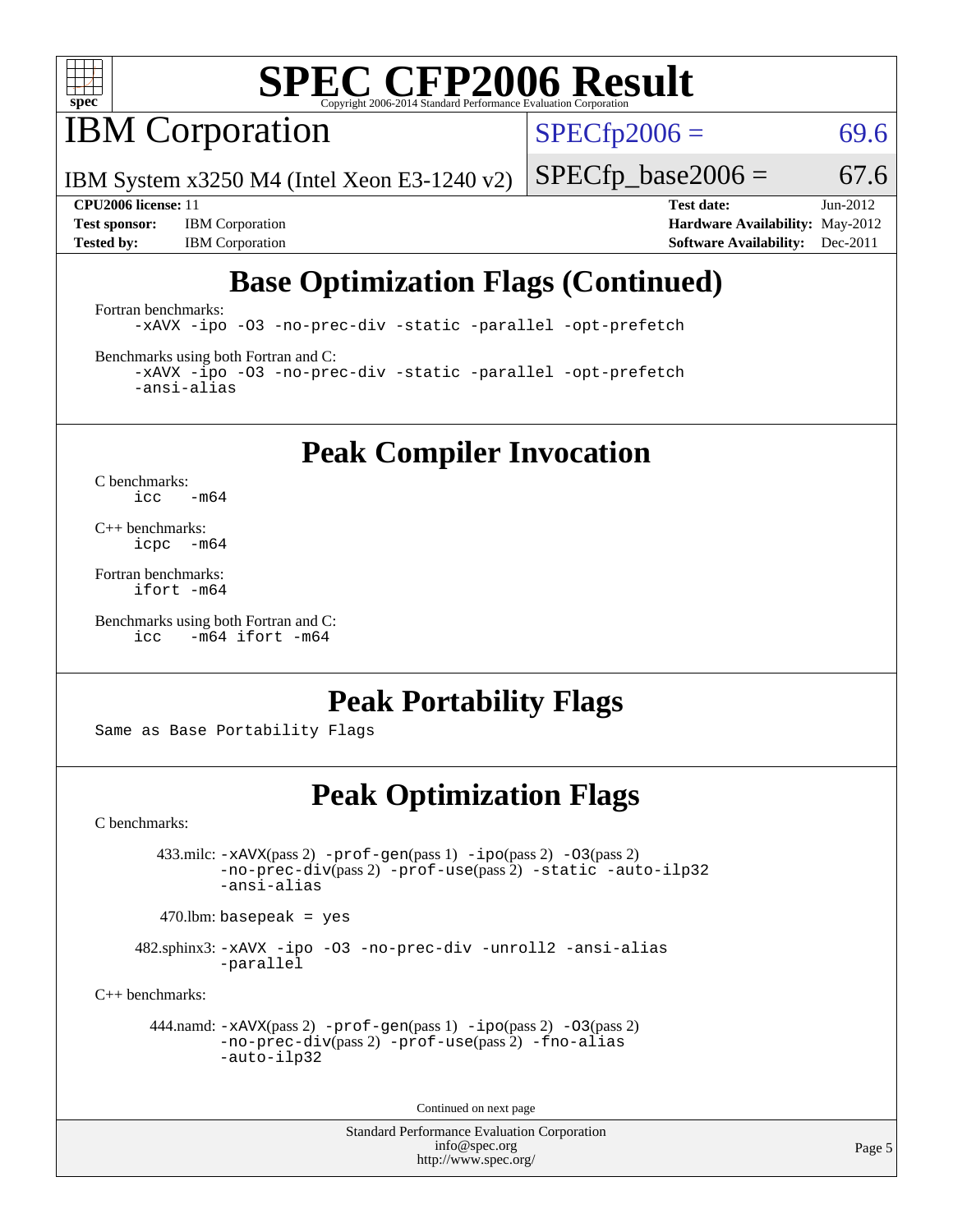# SPEC CFP2006 Result

Copyright 2006-2014 Standard Performance Evaluation Corporation

## IBM Corporation

IBM System x3250 M4 (Intel Xeon E3-1240 v2)

SPECfp2006 = 69.6

SPECfp_base2006 = 67.6

| | | | |
|---|---|---|---|
| **CPU2006 license:** 11 | | **Test date:** | Jun-2012 |
| **Test sponsor:** | IBM Corporation | **Hardware Availability:** | May-2012 |
| **Tested by:** | IBM Corporation | **Software Availability:** | Dec-2011 |

## Base Optimization Flags (Continued)

Fortran benchmarks:

```
-xAVX -ipo -O3 -no-prec-div -static -parallel -opt-prefetch
```

Benchmarks using both Fortran and C:

```
-xAVX -ipo -O3 -no-prec-div -static -parallel -opt-prefetch
-ansi-alias
```

## Peak Compiler Invocation

C benchmarks:

```
icc   -m64
```

C++ benchmarks:

```
icpc  -m64
```

Fortran benchmarks:

```
ifort -m64
```

Benchmarks using both Fortran and C:

```
icc   -m64 ifort -m64
```

## Peak Portability Flags

Same as Base Portability Flags

## Peak Optimization Flags

C benchmarks:

433.milc: -xAVX(pass 2) -prof-gen(pass 1) -ipo(pass 2) -O3(pass 2) -no-prec-div(pass 2) -prof-use(pass 2) -static -auto-ilp32 -ansi-alias

470.lbm: basepeak = yes

482.sphinx3: -xAVX -ipo -O3 -no-prec-div -unroll2 -ansi-alias -parallel

C++ benchmarks:

444.namd: -xAVX(pass 2) -prof-gen(pass 1) -ipo(pass 2) -O3(pass 2) -no-prec-div(pass 2) -prof-use(pass 2) -fno-alias -auto-ilp32

Continued on next page

Standard Performance Evaluation Corporation
info@spec.org
http://www.spec.org/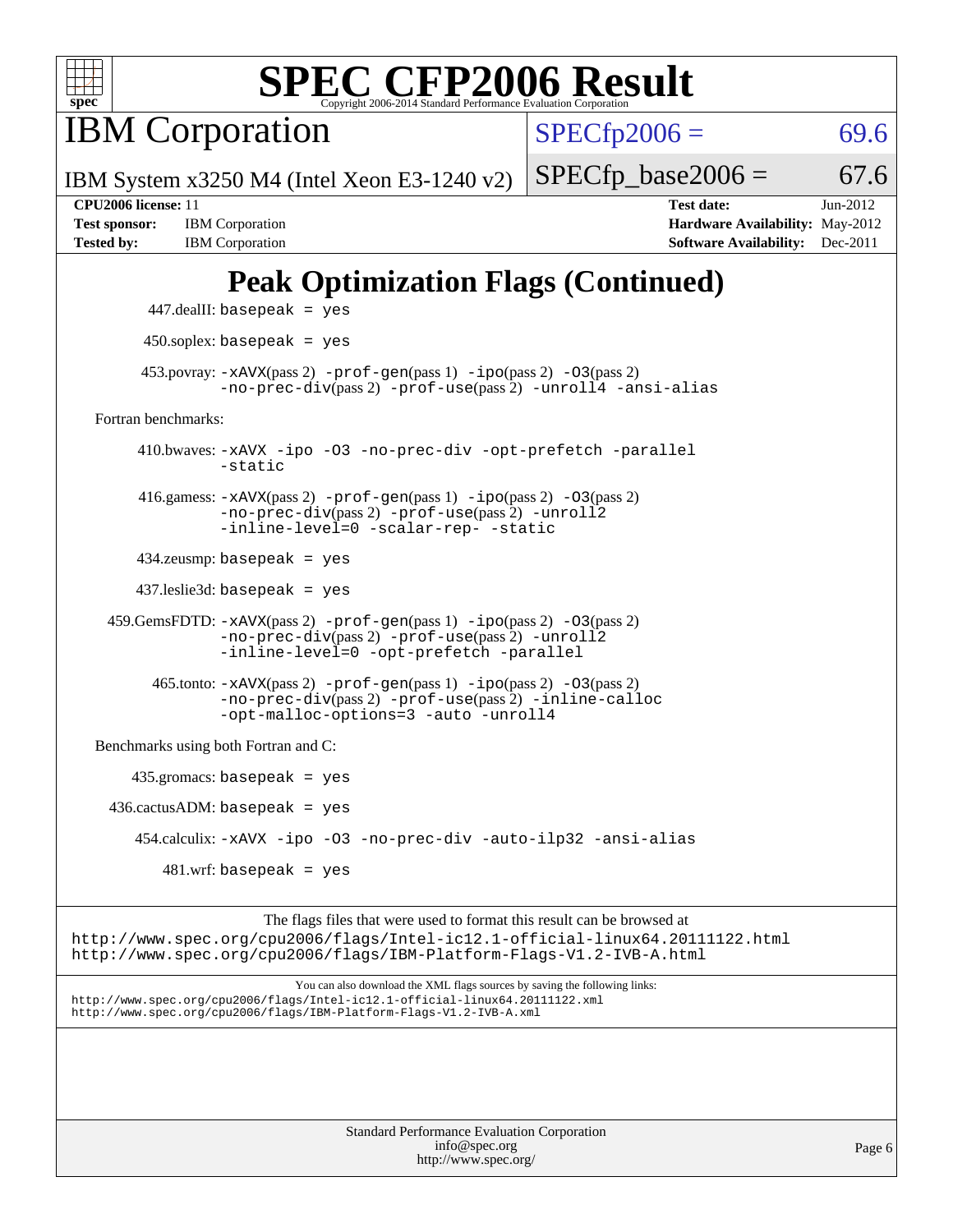# SPEC CFP2006 Result

Copyright 2006-2014 Standard Performance Evaluation Corporation

## IBM Corporation

IBM System x3250 M4 (Intel Xeon E3-1240 v2)

SPECfp2006 = 69.6

SPECfp_base2006 = 67.6

**CPU2006 license:** 11
**Test sponsor:** IBM Corporation
**Tested by:** IBM Corporation

**Test date:** Jun-2012
**Hardware Availability:** May-2012
**Software Availability:** Dec-2011

## Peak Optimization Flags (Continued)

447.dealII: `basepeak = yes`

450.soplex: `basepeak = yes`

453.povray: `-xAVX`(pass 2) `-prof-gen`(pass 1) `-ipo`(pass 2) `-O3`(pass 2) `-no-prec-div`(pass 2) `-prof-use`(pass 2) `-unroll4 -ansi-alias`

Fortran benchmarks:

410.bwaves: `-xAVX -ipo -O3 -no-prec-div -opt-prefetch -parallel -static`

416.gamess: `-xAVX`(pass 2) `-prof-gen`(pass 1) `-ipo`(pass 2) `-O3`(pass 2) `-no-prec-div`(pass 2) `-prof-use`(pass 2) `-unroll2 -inline-level=0 -scalar-rep- -static`

434.zeusmp: `basepeak = yes`

437.leslie3d: `basepeak = yes`

459.GemsFDTD: `-xAVX`(pass 2) `-prof-gen`(pass 1) `-ipo`(pass 2) `-O3`(pass 2) `-no-prec-div`(pass 2) `-prof-use`(pass 2) `-unroll2 -inline-level=0 -opt-prefetch -parallel`

465.tonto: `-xAVX`(pass 2) `-prof-gen`(pass 1) `-ipo`(pass 2) `-O3`(pass 2) `-no-prec-div`(pass 2) `-prof-use`(pass 2) `-inline-calloc -opt-malloc-options=3 -auto -unroll4`

Benchmarks using both Fortran and C:

435.gromacs: `basepeak = yes`

436.cactusADM: `basepeak = yes`

454.calculix: `-xAVX -ipo -O3 -no-prec-div -auto-ilp32 -ansi-alias`

481.wrf: `basepeak = yes`

The flags files that were used to format this result can be browsed at
http://www.spec.org/cpu2006/flags/Intel-ic12.1-official-linux64.20111122.html
http://www.spec.org/cpu2006/flags/IBM-Platform-Flags-V1.2-IVB-A.html

You can also download the XML flags sources by saving the following links:
http://www.spec.org/cpu2006/flags/Intel-ic12.1-official-linux64.20111122.xml
http://www.spec.org/cpu2006/flags/IBM-Platform-Flags-V1.2-IVB-A.xml

Standard Performance Evaluation Corporation
info@spec.org
http://www.spec.org/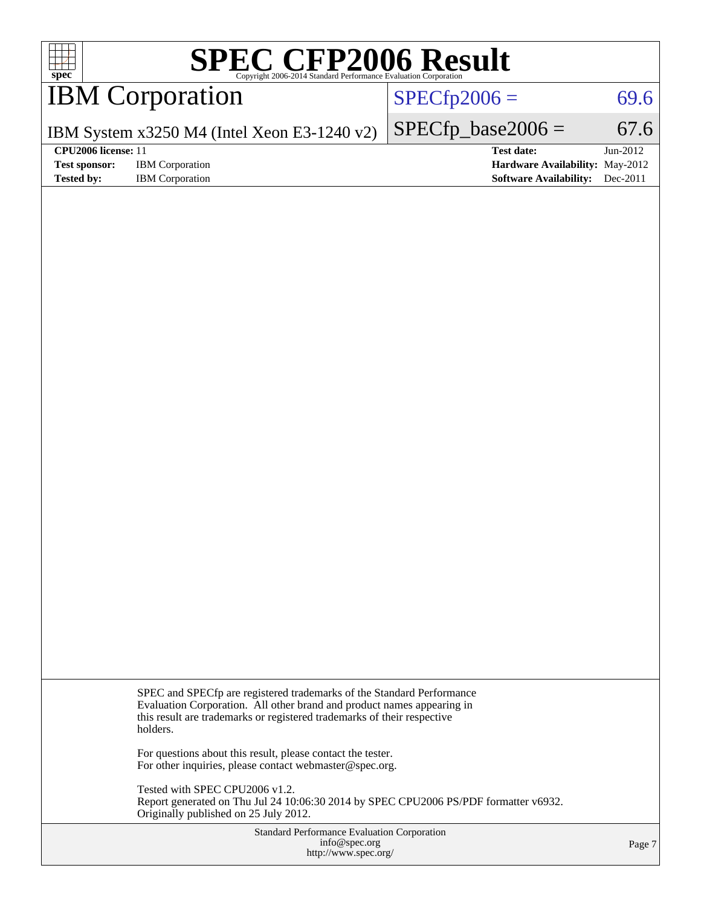# SPEC CFP2006 Result

Copyright 2006-2014 Standard Performance Evaluation Corporation

## IBM Corporation

IBM System x3250 M4 (Intel Xeon E3-1240 v2)

$SPECfp2006 = $ 69.6

$SPECfp\_base2006 = $ 67.6

**CPU2006 license:** 11
**Test sponsor:** IBM Corporation
**Tested by:** IBM Corporation

**Test date:** Jun-2012
**Hardware Availability:** May-2012
**Software Availability:** Dec-2011

SPEC and SPECfp are registered trademarks of the Standard Performance Evaluation Corporation. All other brand and product names appearing in this result are trademarks or registered trademarks of their respective holders.

For questions about this result, please contact the tester.
For other inquiries, please contact webmaster@spec.org.

Tested with SPEC CPU2006 v1.2.
Report generated on Thu Jul 24 10:06:30 2014 by SPEC CPU2006 PS/PDF formatter v6932.
Originally published on 25 July 2012.

Standard Performance Evaluation Corporation
info@spec.org
http://www.spec.org/